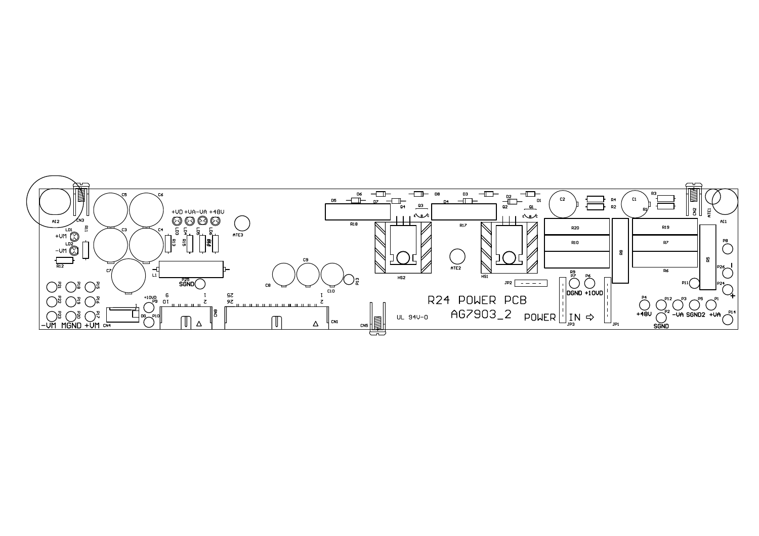R24 POWER PCB

AG7903_2

POWER IN ⇨

UL 94V-0

+VD +VA -VA +48V

+VM

-VM

-VM MGND +VM

SGND

+10VD

DGND +10VD

+48V

-VA SGND2 +VA

SGND

C1 C2 C3 C4 C5 C6 C7 C8 C9 C10

R1 R2 R3 R4 R5 R6 R7 R8 R9 R10 R11 R12 R13 R15 R17 R18 R19 R20

D1 D2 D3 D4 D5 D6 D7 D8

Q1 Q2 Q3 Q4

LD1 LD2 LD3 LD4 LD5 LD6

L1

HS1 HS2

JP1 JP2 JP3

CN1 CN2 CN3 CN4 CN5 CN8

ATE1 ATE2 ATE3

AI1 AI2

P1 P2 P3 P4 P5 P6 P7 P8 P9 P10 P11 P12 P13 P14 P15 P16 P17 P18 P19 P20 P21 P22 P23 P24 P25 P26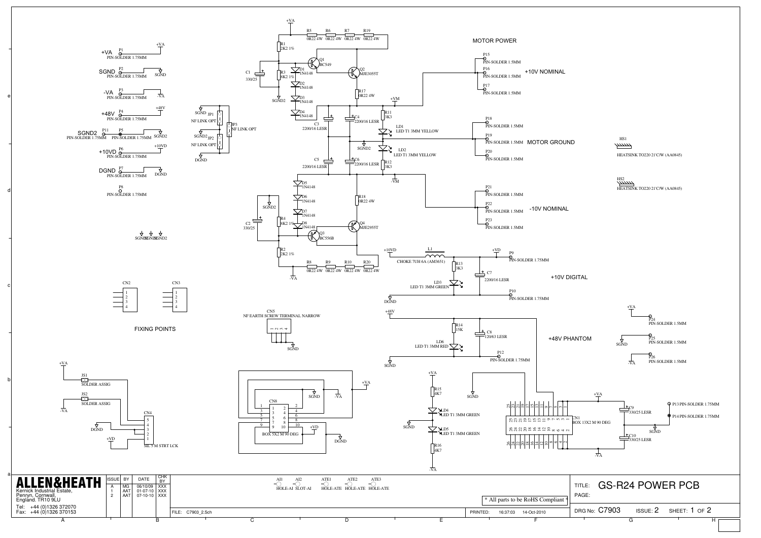# GS-R24 POWER PCB

## MOTOR POWER

+10V NOMINAL — P15, P16, P17 PIN-SOLDER 1.5MM

MOTOR GROUND — P18, P19, P20 PIN-SOLDER 1.5MM

-10V NOMINAL — P21, P22, P23 PIN-SOLDER 1.5MM

Q1 BC549, Q2 MJE3055T, Q3 BC556B, Q4 MJE2955T

R5, R6, R7, R19 0R22 4W; R8, R9, R10, R20 0R22 4W

R1 2K2 1%, R2 2K2 1%, R3 8K2 1%, R4 8K2 1%

R17 0R22 4W, R18 0R22 4W, R11 3K3, R12 3K3

C1 330/25, C2 330/25, C3, C4, C5, C6 2200/16 LESR

D1–D8 1N4148

LD1 LED T1 3MM YELLOW, LD2 LED T1 3MM YELLOW

HS1 HEATSINK TO220 21'C/W (AA0845)

HS2 HEATSINK TO220 21'C/W (AA0845)

## Power inputs

- +VA P1 PIN-SOLDER 1.75MM
- SGND P2 PIN-SOLDER 1.75MM
- -VA P3 PIN-SOLDER 1.75MM
- +48V P4 PIN-SOLDER 1.75MM
- SGND2 P11 PIN-SOLDER 1.75MM, P5 PIN-SOLDER 1.75MM
- +10VD P6 PIN-SOLDER 1.75MM
- DGND P7 PIN-SOLDER 1.75MM
- P8 PIN-SOLDER 1.75MM

JP1 NF LINK OPT, JP2 NF LINK OPT, JP3 NF LINK OPT

## +10V DIGITAL

L1 CHOKE 7UH 6A (AM3651), R13 3K3, LD3 LED T1 3MM GREEN, C7 2200/16 LESR, P9 PIN-SOLDER 1.75MM, P10 PIN-SOLDER 1.75MM

## +48V PHANTOM

R14 15K, LD6 LED T1 3MM RED, C8 120/63 LESR, P12 PIN-SOLDER 1.75MM

## FIXING POINTS

CN2, CN3

CN5 NF EARTH SCREW TERMINAL NARROW

JS1 SOLDER ASSIG, JS2 SOLDER ASSIG

CN4 SIL 5 M STRT LCK

CN8 BOX 5X2 M 90 DEG

R15 4K7, LD4 LED T1 3MM GREEN, LD5 LED T1 3MM GREEN, R16 4K7

CN1 BOX 13X2 M 90 DEG

C9 330/25 LESR, C10 330/25 LESR

P13 PIN-SOLDER 1.75MM, P14 PIN-SOLDER 1.75MM

P24, P25, P26 PIN-SOLDER 1.5MM

AI1 HOLE-AI, AI2 SLOT-AI, ATE1 HOLE-ATE, ATE2 HOLE-ATE, ATE3 HOLE-ATE

---

**ALLEN&HEATH**
Kernick Industrial Estate,
Penryn, Cornwall,
England. TR10 9LU
Tel: +44 (0)1326 372070
Fax: +44 (0)1326 370153

| ISSUE | BY | DATE | CHK BY |
|---|---|---|---|
| A | MG | 06/10/09 | XXX |
| 1 | AAT | 01-07-10 | XXX |
| 2 | AAT | 07-10-10 | XXX |

FILE: C7903_2.Sch

PRINTED: 16:37:03 14-Oct-2010

\* All parts to be RoHS Compliant \*

TITLE: GS-R24 POWER PCB

PAGE:

DRG No: C7903 ISSUE: 2 SHEET: 1 OF 2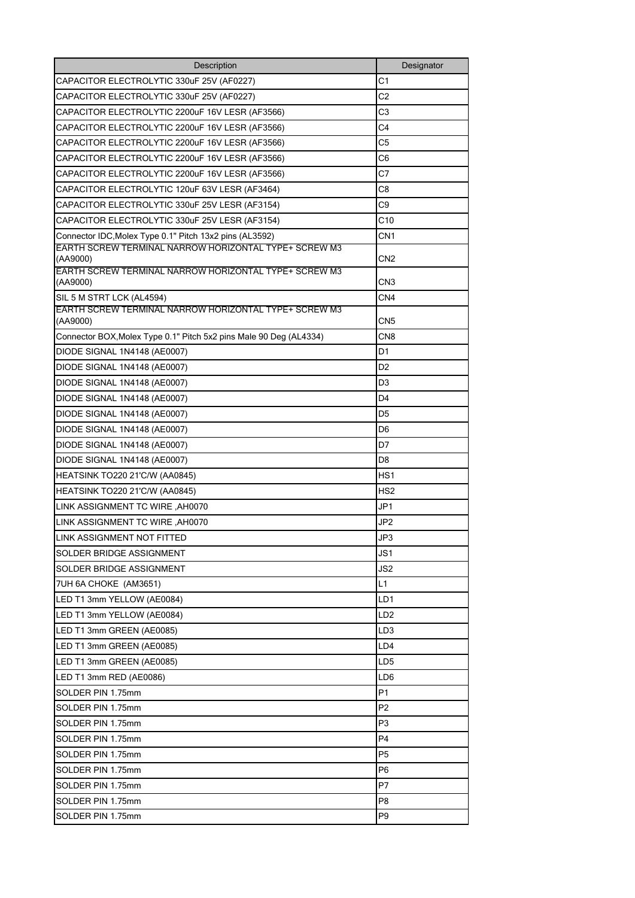| Description | Designator |
| --- | --- |
| CAPACITOR ELECTROLYTIC 330uF 25V (AF0227) | C1 |
| CAPACITOR ELECTROLYTIC 330uF 25V (AF0227) | C2 |
| CAPACITOR ELECTROLYTIC 2200uF 16V LESR (AF3566) | C3 |
| CAPACITOR ELECTROLYTIC 2200uF 16V LESR (AF3566) | C4 |
| CAPACITOR ELECTROLYTIC 2200uF 16V LESR (AF3566) | C5 |
| CAPACITOR ELECTROLYTIC 2200uF 16V LESR (AF3566) | C6 |
| CAPACITOR ELECTROLYTIC 2200uF 16V LESR (AF3566) | C7 |
| CAPACITOR ELECTROLYTIC 120uF 63V LESR (AF3464) | C8 |
| CAPACITOR ELECTROLYTIC 330uF 25V LESR (AF3154) | C9 |
| CAPACITOR ELECTROLYTIC 330uF 25V LESR (AF3154) | C10 |
| Connector IDC,Molex Type 0.1" Pitch 13x2 pins (AL3592) | CN1 |
| EARTH SCREW TERMINAL NARROW HORIZONTAL TYPE+ SCREW M3 (AA9000) | CN2 |
| EARTH SCREW TERMINAL NARROW HORIZONTAL TYPE+ SCREW M3 (AA9000) | CN3 |
| SIL 5 M STRT LCK (AL4594) | CN4 |
| EARTH SCREW TERMINAL NARROW HORIZONTAL TYPE+ SCREW M3 (AA9000) | CN5 |
| Connector BOX,Molex Type 0.1" Pitch 5x2 pins Male 90 Deg (AL4334) | CN8 |
| DIODE SIGNAL 1N4148 (AE0007) | D1 |
| DIODE SIGNAL 1N4148 (AE0007) | D2 |
| DIODE SIGNAL 1N4148 (AE0007) | D3 |
| DIODE SIGNAL 1N4148 (AE0007) | D4 |
| DIODE SIGNAL 1N4148 (AE0007) | D5 |
| DIODE SIGNAL 1N4148 (AE0007) | D6 |
| DIODE SIGNAL 1N4148 (AE0007) | D7 |
| DIODE SIGNAL 1N4148 (AE0007) | D8 |
| HEATSINK TO220 21'C/W (AA0845) | HS1 |
| HEATSINK TO220 21'C/W (AA0845) | HS2 |
| LINK ASSIGNMENT TC WIRE ,AH0070 | JP1 |
| LINK ASSIGNMENT TC WIRE ,AH0070 | JP2 |
| LINK ASSIGNMENT NOT FITTED | JP3 |
| SOLDER BRIDGE ASSIGNMENT | JS1 |
| SOLDER BRIDGE ASSIGNMENT | JS2 |
| 7UH 6A CHOKE (AM3651) | L1 |
| LED T1 3mm YELLOW (AE0084) | LD1 |
| LED T1 3mm YELLOW (AE0084) | LD2 |
| LED T1 3mm GREEN (AE0085) | LD3 |
| LED T1 3mm GREEN (AE0085) | LD4 |
| LED T1 3mm GREEN (AE0085) | LD5 |
| LED T1 3mm RED (AE0086) | LD6 |
| SOLDER PIN 1.75mm | P1 |
| SOLDER PIN 1.75mm | P2 |
| SOLDER PIN 1.75mm | P3 |
| SOLDER PIN 1.75mm | P4 |
| SOLDER PIN 1.75mm | P5 |
| SOLDER PIN 1.75mm | P6 |
| SOLDER PIN 1.75mm | P7 |
| SOLDER PIN 1.75mm | P8 |
| SOLDER PIN 1.75mm | P9 |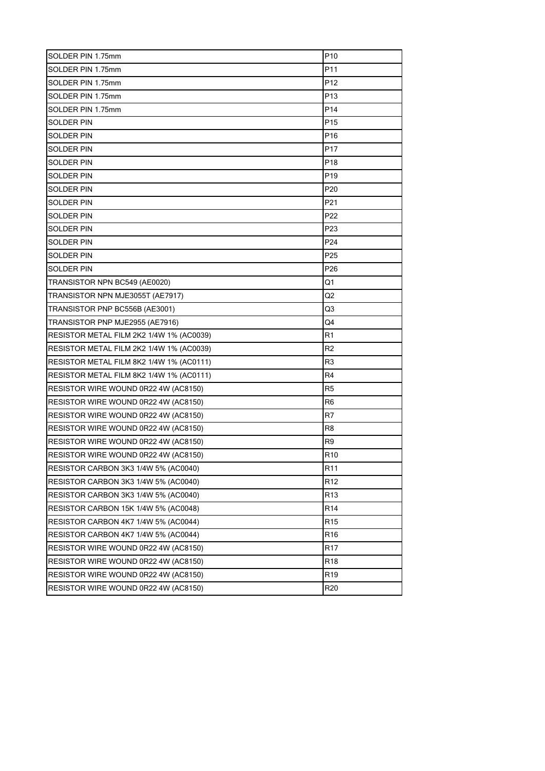| | |
|---|---|
| SOLDER PIN 1.75mm | P10 |
| SOLDER PIN 1.75mm | P11 |
| SOLDER PIN 1.75mm | P12 |
| SOLDER PIN 1.75mm | P13 |
| SOLDER PIN 1.75mm | P14 |
| SOLDER PIN | P15 |
| SOLDER PIN | P16 |
| SOLDER PIN | P17 |
| SOLDER PIN | P18 |
| SOLDER PIN | P19 |
| SOLDER PIN | P20 |
| SOLDER PIN | P21 |
| SOLDER PIN | P22 |
| SOLDER PIN | P23 |
| SOLDER PIN | P24 |
| SOLDER PIN | P25 |
| SOLDER PIN | P26 |
| TRANSISTOR NPN BC549 (AE0020) | Q1 |
| TRANSISTOR NPN MJE3055T (AE7917) | Q2 |
| TRANSISTOR PNP BC556B (AE3001) | Q3 |
| TRANSISTOR PNP MJE2955 (AE7916) | Q4 |
| RESISTOR METAL FILM 2K2 1/4W 1% (AC0039) | R1 |
| RESISTOR METAL FILM 2K2 1/4W 1% (AC0039) | R2 |
| RESISTOR METAL FILM 8K2 1/4W 1% (AC0111) | R3 |
| RESISTOR METAL FILM 8K2 1/4W 1% (AC0111) | R4 |
| RESISTOR WIRE WOUND 0R22 4W (AC8150) | R5 |
| RESISTOR WIRE WOUND 0R22 4W (AC8150) | R6 |
| RESISTOR WIRE WOUND 0R22 4W (AC8150) | R7 |
| RESISTOR WIRE WOUND 0R22 4W (AC8150) | R8 |
| RESISTOR WIRE WOUND 0R22 4W (AC8150) | R9 |
| RESISTOR WIRE WOUND 0R22 4W (AC8150) | R10 |
| RESISTOR CARBON 3K3 1/4W 5% (AC0040) | R11 |
| RESISTOR CARBON 3K3 1/4W 5% (AC0040) | R12 |
| RESISTOR CARBON 3K3 1/4W 5% (AC0040) | R13 |
| RESISTOR CARBON 15K 1/4W 5% (AC0048) | R14 |
| RESISTOR CARBON 4K7 1/4W 5% (AC0044) | R15 |
| RESISTOR CARBON 4K7 1/4W 5% (AC0044) | R16 |
| RESISTOR WIRE WOUND 0R22 4W (AC8150) | R17 |
| RESISTOR WIRE WOUND 0R22 4W (AC8150) | R18 |
| RESISTOR WIRE WOUND 0R22 4W (AC8150) | R19 |
| RESISTOR WIRE WOUND 0R22 4W (AC8150) | R20 |